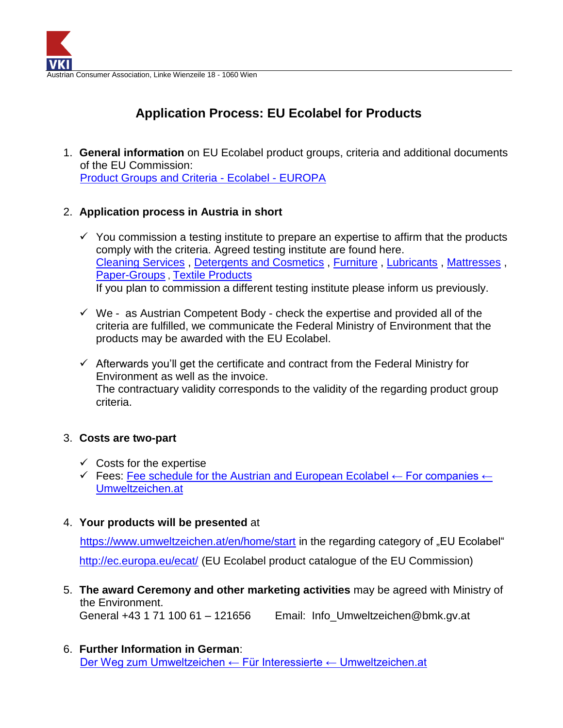Austrian Consumer Association, Linke Wienzeile 18 - 1060 Wien

# Application Process: EU Ecolabel for Products

1. **General information** on EU Ecolabel product groups, criteria and additional documents of the EU Commission:
   Product Groups and Criteria - Ecolabel - EUROPA

2. **Application process in Austria in short**

   - ✓ You commission a testing institute to prepare an expertise to affirm that the products comply with the criteria. Agreed testing institute are found here.
     Cleaning Services , Detergents and Cosmetics , Furniture , Lubricants , Mattresses , Paper-Groups , Textile Products
     If you plan to commission a different testing institute please inform us previously.

   - ✓ We - as Austrian Competent Body - check the expertise and provided all of the criteria are fulfilled, we communicate the Federal Ministry of Environment that the products may be awarded with the EU Ecolabel.

   - ✓ Afterwards you'll get the certificate and contract from the Federal Ministry for Environment as well as the invoice.
     The contractuary validity corresponds to the validity of the regarding product group criteria.

3. **Costs are two-part**

   - ✓ Costs for the expertise
   - ✓ Fees: Fee schedule for the Austrian and European Ecolabel ← For companies ← Umweltzeichen.at

4. **Your products will be presented** at

   https://www.umweltzeichen.at/en/home/start in the regarding category of „EU Ecolabel"

   http://ec.europa.eu/ecat/ (EU Ecolabel product catalogue of the EU Commission)

5. **The award Ceremony and other marketing activities** may be agreed with Ministry of the Environment.
   General +43 1 71 100 61 – 121656 Email: Info_Umweltzeichen@bmk.gv.at

6. **Further Information in German**:
   Der Weg zum Umweltzeichen ← Für Interessierte ← Umweltzeichen.at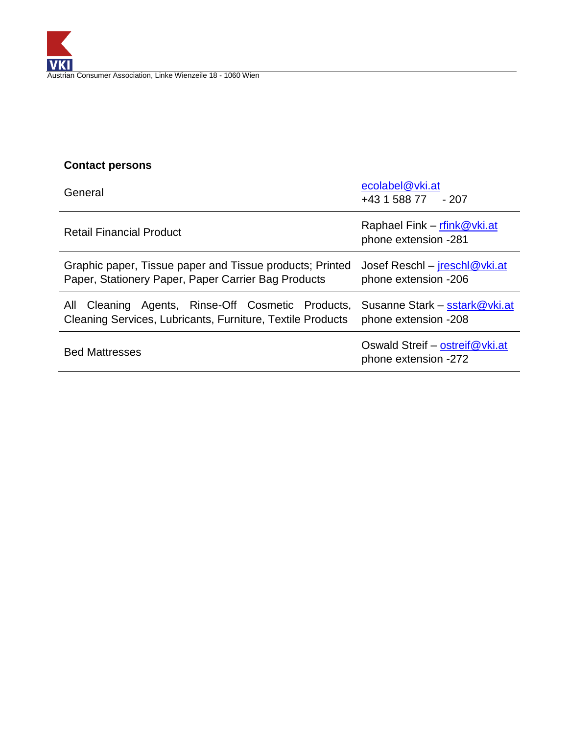Austrian Consumer Association, Linke Wienzeile 18 - 1060 Wien

**Contact persons**

| | |
|---|---|
| General | ecolabel@vki.at<br>+43 1 588 77 - 207 |
| Retail Financial Product | Raphael Fink – rfink@vki.at<br>phone extension -281 |
| Graphic paper, Tissue paper and Tissue products; Printed Paper, Stationery Paper, Paper Carrier Bag Products | Josef Reschl – jreschl@vki.at<br>phone extension -206 |
| All Cleaning Agents, Rinse-Off Cosmetic Products, Cleaning Services, Lubricants, Furniture, Textile Products | Susanne Stark – sstark@vki.at<br>phone extension -208 |
| Bed Mattresses | Oswald Streif – ostreif@vki.at<br>phone extension -272 |